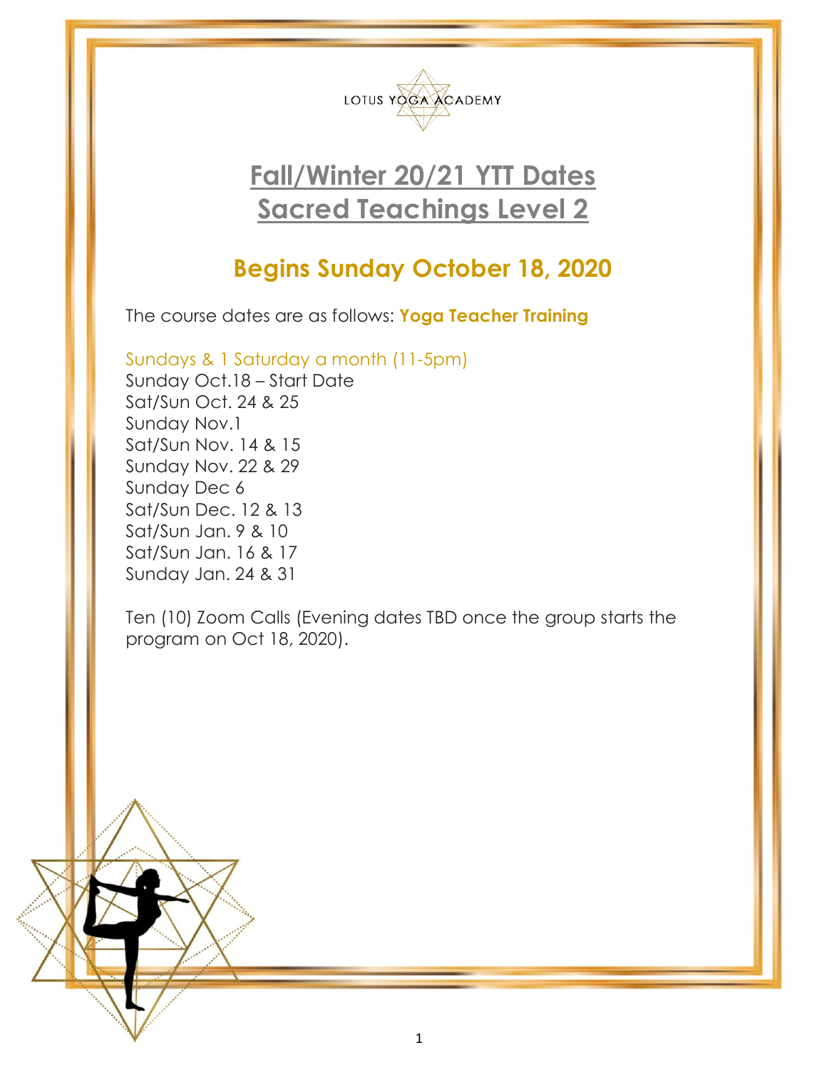LOTUS YOGA ACADEMY

# Fall/Winter 20/21 YTT Dates
# Sacred Teachings Level 2

## Begins Sunday October 18, 2020

The course dates are as follows: **Yoga Teacher Training**

Sundays & 1 Saturday a month (11-5pm)
Sunday Oct.18 – Start Date
Sat/Sun Oct. 24 & 25
Sunday Nov.1
Sat/Sun Nov. 14 & 15
Sunday Nov. 22 & 29
Sunday Dec 6
Sat/Sun Dec. 12 & 13
Sat/Sun Jan. 9 & 10
Sat/Sun Jan. 16 & 17
Sunday Jan. 24 & 31

Ten (10) Zoom Calls (Evening dates TBD once the group starts the program on Oct 18, 2020).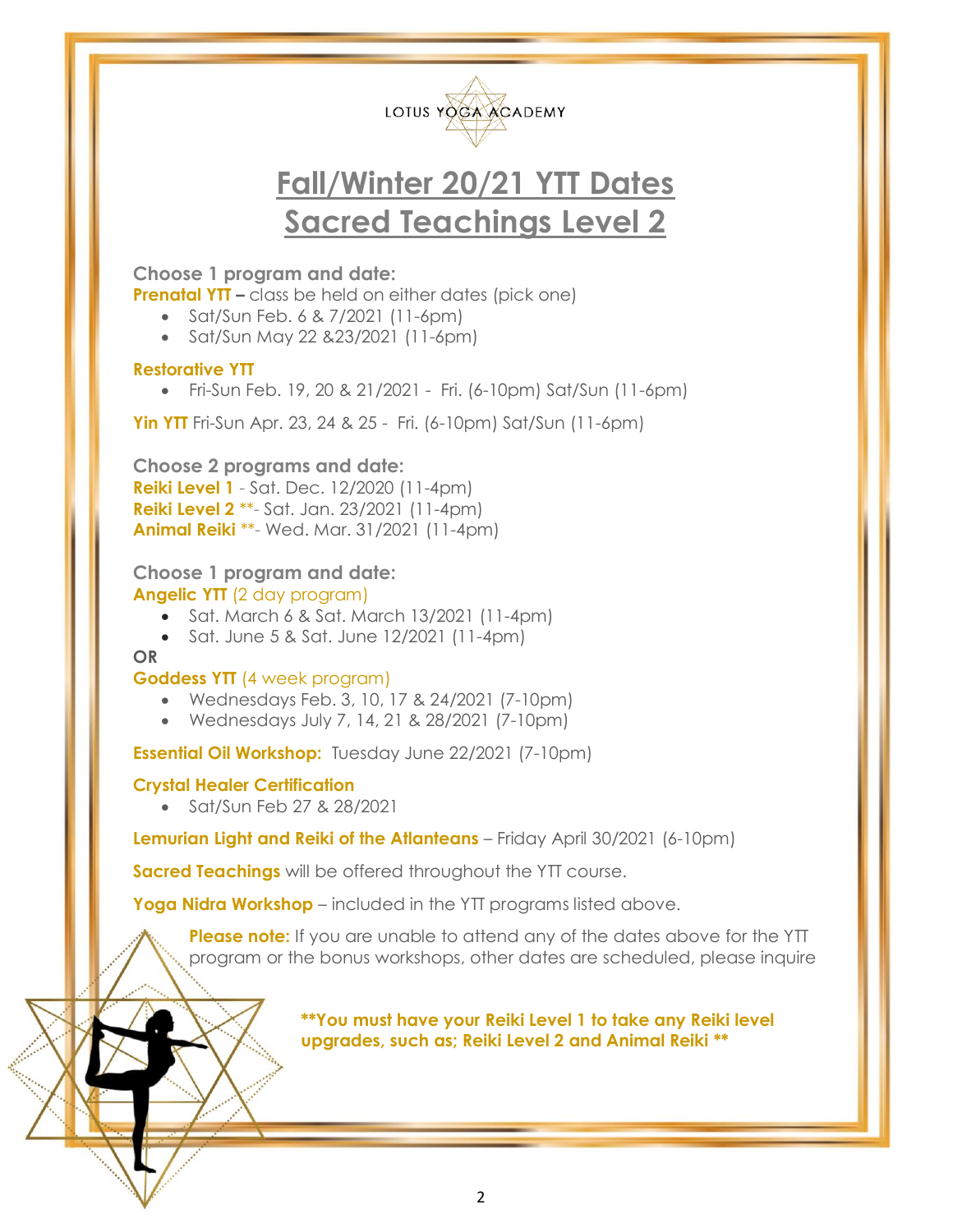LOTUS YOGA ACADEMY

# Fall/Winter 20/21 YTT Dates
# Sacred Teachings Level 2

**Choose 1 program and date:**

**Prenatal YTT –** class be held on either dates (pick one)

- Sat/Sun Feb. 6 & 7/2021 (11-6pm)
- Sat/Sun May 22 &23/2021 (11-6pm)

**Restorative YTT**

- Fri-Sun Feb. 19, 20 & 21/2021 - Fri. (6-10pm) Sat/Sun (11-6pm)

**Yin YTT** Fri-Sun Apr. 23, 24 & 25 - Fri. (6-10pm) Sat/Sun (11-6pm)

**Choose 2 programs and date:**

**Reiki Level 1** - Sat. Dec. 12/2020 (11-4pm)
**Reiki Level 2** **- Sat. Jan. 23/2021 (11-4pm)
**Animal Reiki** **- Wed. Mar. 31/2021 (11-4pm)

**Choose 1 program and date:**

**Angelic YTT** (2 day program)

- Sat. March 6 & Sat. March 13/2021 (11-4pm)
- Sat. June 5 & Sat. June 12/2021 (11-4pm)

**OR**

**Goddess YTT** (4 week program)

- Wednesdays Feb. 3, 10, 17 & 24/2021 (7-10pm)
- Wednesdays July 7, 14, 21 & 28/2021 (7-10pm)

**Essential Oil Workshop:** Tuesday June 22/2021 (7-10pm)

**Crystal Healer Certification**

- Sat/Sun Feb 27 & 28/2021

**Lemurian Light and Reiki of the Atlanteans** – Friday April 30/2021 (6-10pm)

**Sacred Teachings** will be offered throughout the YTT course.

**Yoga Nidra Workshop** – included in the YTT programs listed above.

**Please note:** If you are unable to attend any of the dates above for the YTT program or the bonus workshops, other dates are scheduled, please inquire

****You must have your Reiki Level 1 to take any Reiki level upgrades, such as; Reiki Level 2 and Animal Reiki ****